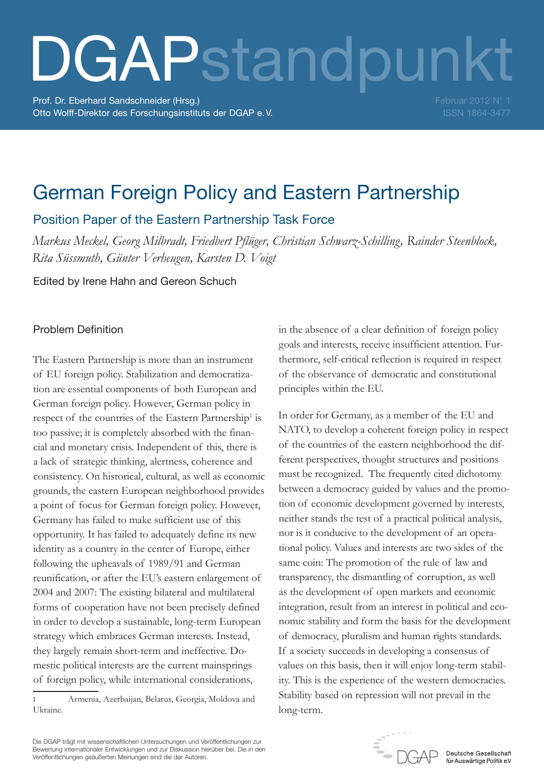# DGAPstandpunkt

Prof. Dr. Eberhard Sandschneider (Hrsg.)
Otto Wolff-Direktor des Forschungsinstituts der DGAP e. V.

Februar 2012 N° 1
ISSN 1864-3477

## German Foreign Policy and Eastern Partnership

### Position Paper of the Eastern Partnership Task Force

*Markus Meckel, Georg Milbradt, Friedbert Pflüger, Christian Schwarz-Schilling, Rainder Steenblock, Rita Süssmuth, Günter Verheugen, Karsten D. Voigt*

Edited by Irene Hahn and Gereon Schuch

### Problem Definition

The Eastern Partnership is more than an instrument of EU foreign policy. Stabilization and democratization are essential components of both European and German foreign policy. However, German policy in respect of the countries of the Eastern Partnership[1] is too passive; it is completely absorbed with the financial and monetary crisis. Independent of this, there is a lack of strategic thinking, alertness, coherence and consistency. On historical, cultural, as well as economic grounds, the eastern European neighborhood provides a point of focus for German foreign policy. However, Germany has failed to make sufficient use of this opportunity. It has failed to adequately define its new identity as a country in the center of Europe, either following the upheavals of 1989/91 and German reunification, or after the EU's eastern enlargement of 2004 and 2007: The existing bilateral and multilateral forms of cooperation have not been precisely defined in order to develop a sustainable, long-term European strategy which embraces German interests. Instead, they largely remain short-term and ineffective. Domestic political interests are the current mainsprings of foreign policy, while international considerations, in the absence of a clear definition of foreign policy goals and interests, receive insufficient attention. Furthermore, self-critical reflection is required in respect of the observance of democratic and constitutional principles within the EU.

In order for Germany, as a member of the EU and NATO, to develop a coherent foreign policy in respect of the countries of the eastern neighborhood the different perspectives, thought structures and positions must be recognized. The frequently cited dichotomy between a democracy guided by values and the promotion of economic development governed by interests, neither stands the test of a practical political analysis, nor is it conducive to the development of an operational policy. Values and interests are two sides of the same coin: The promotion of the rule of law and transparency, the dismantling of corruption, as well as the development of open markets and economic integration, result from an interest in political and economic stability and form the basis for the development of democracy, pluralism and human rights standards. If a society succeeds in developing a consensus of values on this basis, then it will enjoy long-term stability. This is the experience of the western democracies. Stability based on repression will not prevail in the long-term.

[1] Armenia, Azerbaijan, Belarus, Georgia, Moldova and Ukraine.

Die DGAP trägt mit wissenschaftlichen Untersuchungen und Veröffentlichungen zur Bewertung internationaler Entwicklungen und zur Diskussion hierüber bei. Die in den Veröffentlichungen geäußerten Meinungen sind die der Autoren.

DGAP Deutsche Gesellschaft für Auswärtige Politik e.V.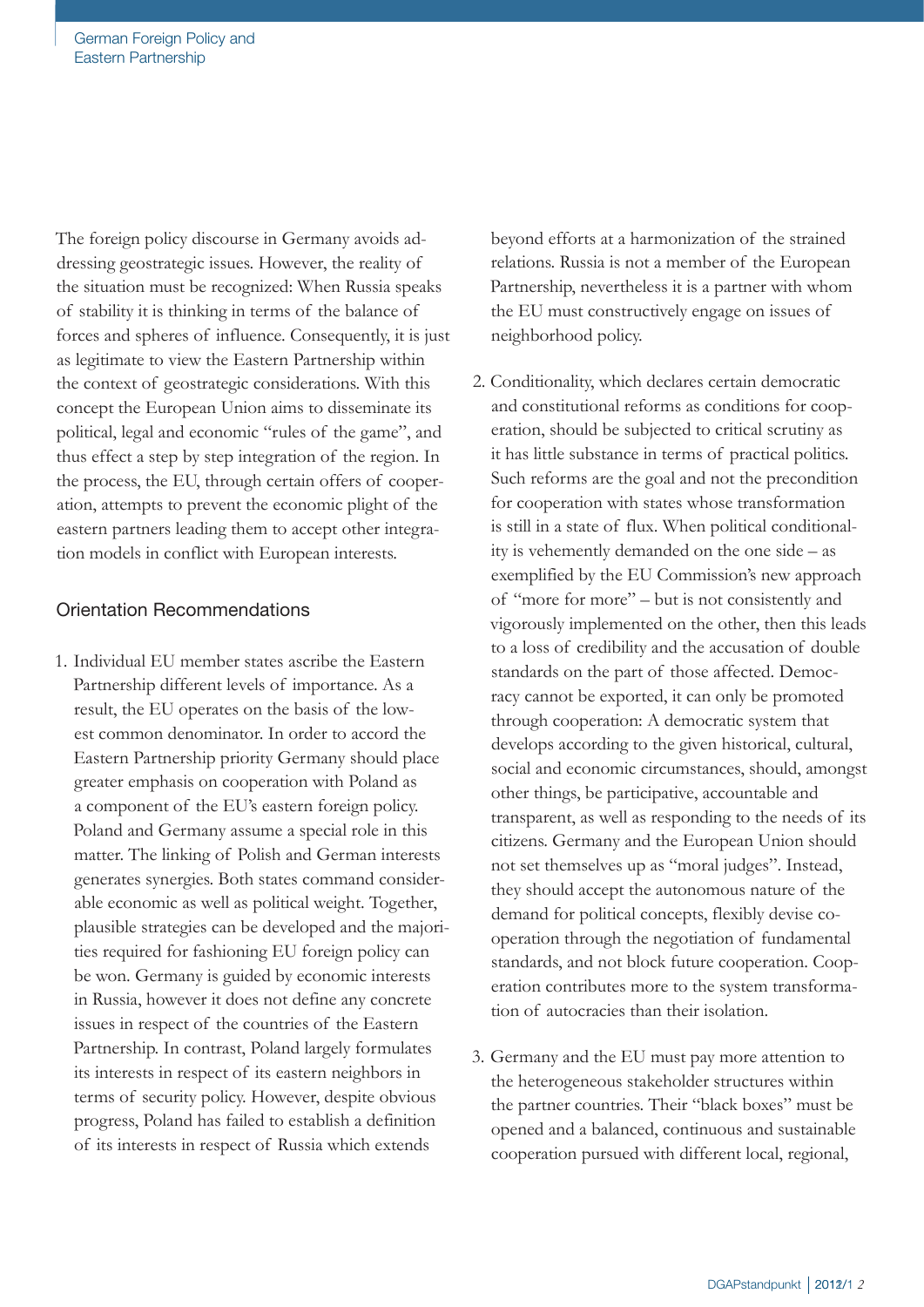The foreign policy discourse in Germany avoids addressing geostrategic issues. However, the reality of the situation must be recognized: When Russia speaks of stability it is thinking in terms of the balance of forces and spheres of influence. Consequently, it is just as legitimate to view the Eastern Partnership within the context of geostrategic considerations. With this concept the European Union aims to disseminate its political, legal and economic "rules of the game", and thus effect a step by step integration of the region. In the process, the EU, through certain offers of cooperation, attempts to prevent the economic plight of the eastern partners leading them to accept other integration models in conflict with European interests.

## Orientation Recommendations

1. Individual EU member states ascribe the Eastern Partnership different levels of importance. As a result, the EU operates on the basis of the lowest common denominator. In order to accord the Eastern Partnership priority Germany should place greater emphasis on cooperation with Poland as a component of the EU's eastern foreign policy. Poland and Germany assume a special role in this matter. The linking of Polish and German interests generates synergies. Both states command considerable economic as well as political weight. Together, plausible strategies can be developed and the majorities required for fashioning EU foreign policy can be won. Germany is guided by economic interests in Russia, however it does not define any concrete issues in respect of the countries of the Eastern Partnership. In contrast, Poland largely formulates its interests in respect of its eastern neighbors in terms of security policy. However, despite obvious progress, Poland has failed to establish a definition of its interests in respect of Russia which extends beyond efforts at a harmonization of the strained relations. Russia is not a member of the European Partnership, nevertheless it is a partner with whom the EU must constructively engage on issues of neighborhood policy.

2. Conditionality, which declares certain democratic and constitutional reforms as conditions for cooperation, should be subjected to critical scrutiny as it has little substance in terms of practical politics. Such reforms are the goal and not the precondition for cooperation with states whose transformation is still in a state of flux. When political conditionality is vehemently demanded on the one side – as exemplified by the EU Commission's new approach of "more for more" – but is not consistently and vigorously implemented on the other, then this leads to a loss of credibility and the accusation of double standards on the part of those affected. Democracy cannot be exported, it can only be promoted through cooperation: A democratic system that develops according to the given historical, cultural, social and economic circumstances, should, amongst other things, be participative, accountable and transparent, as well as responding to the needs of its citizens. Germany and the European Union should not set themselves up as "moral judges". Instead, they should accept the autonomous nature of the demand for political concepts, flexibly devise cooperation through the negotiation of fundamental standards, and not block future cooperation. Cooperation contributes more to the system transformation of autocracies than their isolation.

3. Germany and the EU must pay more attention to the heterogeneous stakeholder structures within the partner countries. Their "black boxes" must be opened and a balanced, continuous and sustainable cooperation pursued with different local, regional,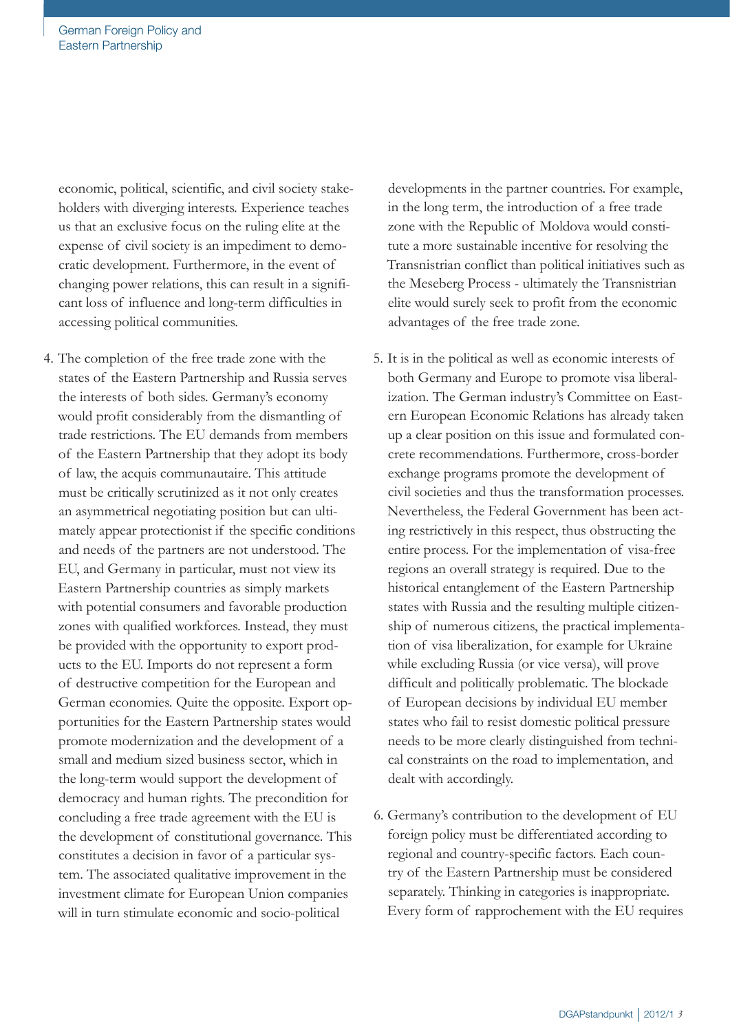economic, political, scientific, and civil society stakeholders with diverging interests. Experience teaches us that an exclusive focus on the ruling elite at the expense of civil society is an impediment to democratic development. Furthermore, in the event of changing power relations, this can result in a significant loss of influence and long-term difficulties in accessing political communities.

4. The completion of the free trade zone with the states of the Eastern Partnership and Russia serves the interests of both sides. Germany's economy would profit considerably from the dismantling of trade restrictions. The EU demands from members of the Eastern Partnership that they adopt its body of law, the acquis communautaire. This attitude must be critically scrutinized as it not only creates an asymmetrical negotiating position but can ultimately appear protectionist if the specific conditions and needs of the partners are not understood. The EU, and Germany in particular, must not view its Eastern Partnership countries as simply markets with potential consumers and favorable production zones with qualified workforces. Instead, they must be provided with the opportunity to export products to the EU. Imports do not represent a form of destructive competition for the European and German economies. Quite the opposite. Export opportunities for the Eastern Partnership states would promote modernization and the development of a small and medium sized business sector, which in the long-term would support the development of democracy and human rights. The precondition for concluding a free trade agreement with the EU is the development of constitutional governance. This constitutes a decision in favor of a particular system. The associated qualitative improvement in the investment climate for European Union companies will in turn stimulate economic and socio-political developments in the partner countries. For example, in the long term, the introduction of a free trade zone with the Republic of Moldova would constitute a more sustainable incentive for resolving the Transnistrian conflict than political initiatives such as the Meseberg Process - ultimately the Transnistrian elite would surely seek to profit from the economic advantages of the free trade zone.

5. It is in the political as well as economic interests of both Germany and Europe to promote visa liberalization. The German industry's Committee on Eastern European Economic Relations has already taken up a clear position on this issue and formulated concrete recommendations. Furthermore, cross-border exchange programs promote the development of civil societies and thus the transformation processes. Nevertheless, the Federal Government has been acting restrictively in this respect, thus obstructing the entire process. For the implementation of visa-free regions an overall strategy is required. Due to the historical entanglement of the Eastern Partnership states with Russia and the resulting multiple citizenship of numerous citizens, the practical implementation of visa liberalization, for example for Ukraine while excluding Russia (or vice versa), will prove difficult and politically problematic. The blockade of European decisions by individual EU member states who fail to resist domestic political pressure needs to be more clearly distinguished from technical constraints on the road to implementation, and dealt with accordingly.

6. Germany's contribution to the development of EU foreign policy must be differentiated according to regional and country-specific factors. Each country of the Eastern Partnership must be considered separately. Thinking in categories is inappropriate. Every form of rapprochement with the EU requires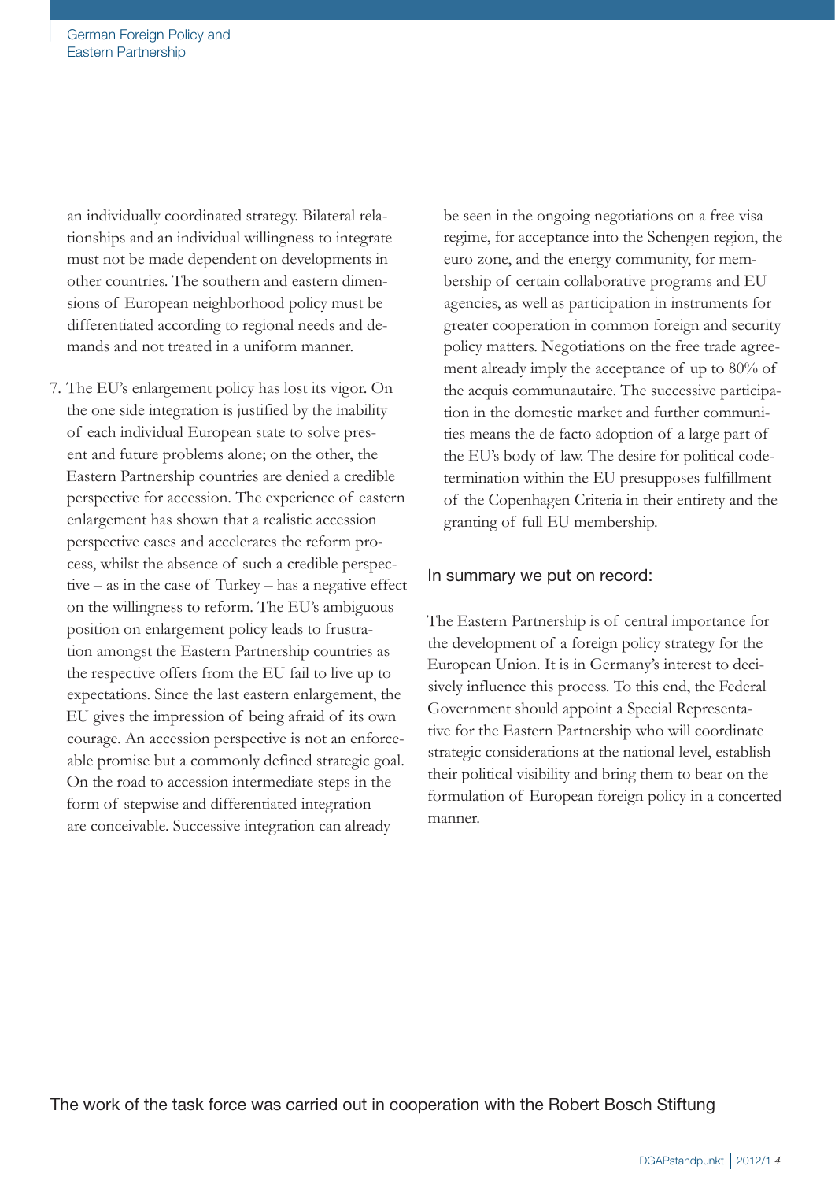an individually coordinated strategy. Bilateral relationships and an individual willingness to integrate must not be made dependent on developments in other countries. The southern and eastern dimensions of European neighborhood policy must be differentiated according to regional needs and demands and not treated in a uniform manner.

7. The EU's enlargement policy has lost its vigor. On the one side integration is justified by the inability of each individual European state to solve present and future problems alone; on the other, the Eastern Partnership countries are denied a credible perspective for accession. The experience of eastern enlargement has shown that a realistic accession perspective eases and accelerates the reform process, whilst the absence of such a credible perspective – as in the case of Turkey – has a negative effect on the willingness to reform. The EU's ambiguous position on enlargement policy leads to frustration amongst the Eastern Partnership countries as the respective offers from the EU fail to live up to expectations. Since the last eastern enlargement, the EU gives the impression of being afraid of its own courage. An accession perspective is not an enforceable promise but a commonly defined strategic goal. On the road to accession intermediate steps in the form of stepwise and differentiated integration are conceivable. Successive integration can already be seen in the ongoing negotiations on a free visa regime, for acceptance into the Schengen region, the euro zone, and the energy community, for membership of certain collaborative programs and EU agencies, as well as participation in instruments for greater cooperation in common foreign and security policy matters. Negotiations on the free trade agreement already imply the acceptance of up to 80% of the acquis communautaire. The successive participation in the domestic market and further communities means the de facto adoption of a large part of the EU's body of law. The desire for political codetermination within the EU presupposes fulfillment of the Copenhagen Criteria in their entirety and the granting of full EU membership.

## In summary we put on record:

The Eastern Partnership is of central importance for the development of a foreign policy strategy for the European Union. It is in Germany's interest to decisively influence this process. To this end, the Federal Government should appoint a Special Representative for the Eastern Partnership who will coordinate strategic considerations at the national level, establish their political visibility and bring them to bear on the formulation of European foreign policy in a concerted manner.

The work of the task force was carried out in cooperation with the Robert Bosch Stiftung